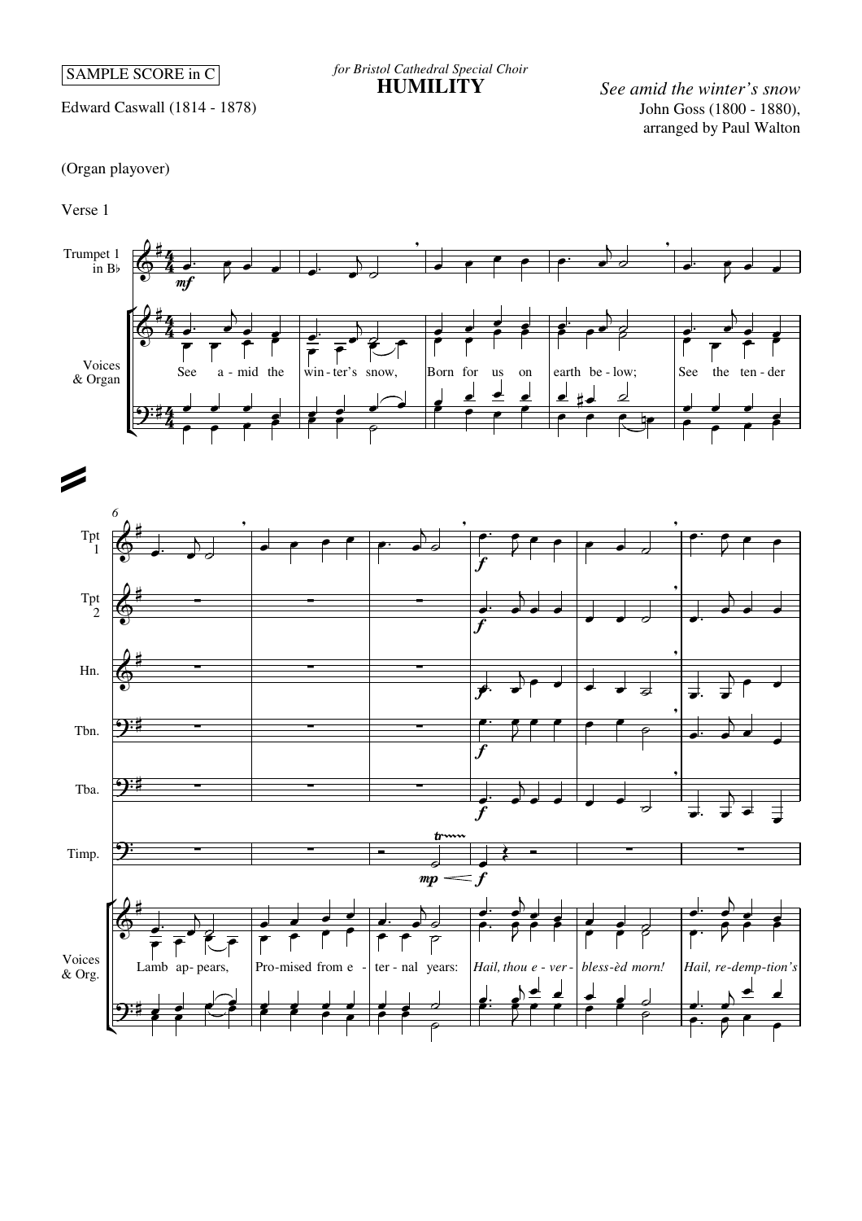SAMPLE SCORE in C

*for Bristol Cathedral Special Choir*

# HUMILITY

Edward Caswall (1814 - 1878)

*See amid the winter's snow*
John Goss (1800 - 1880),
arranged by Paul Walton

(Organ playover)

Verse 1

Trumpet 1 in B♭

Voices & Organ

See a - mid the win - ter's snow, Born for us on earth be - low; See the ten - der

Tpt 1

Tpt 2

Hn.

Tbn.

Tba.

Timp.

Voices & Org.

Lamb ap - pears, Pro - mised from e - ter - nal years: *Hail, thou e - ver - bless-èd morn! Hail, re-demp-tion's*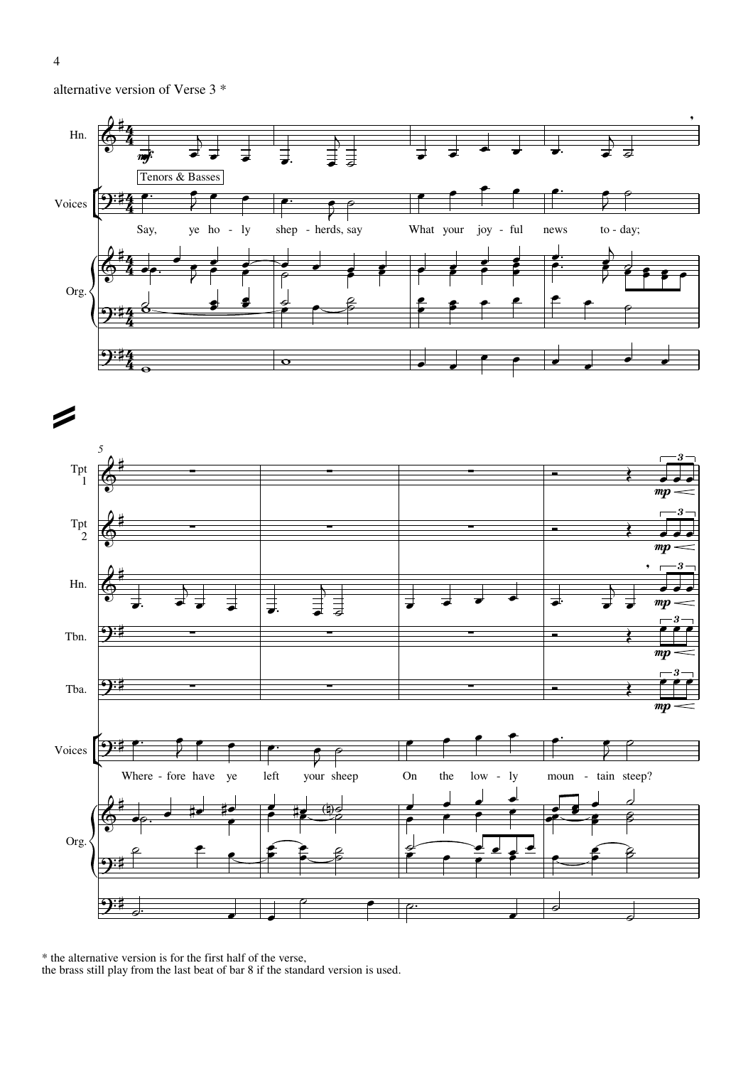alternative version of Verse 3 *

\* the alternative version is for the first half of the verse,
the brass still play from the last beat of bar 8 if the standard version is used.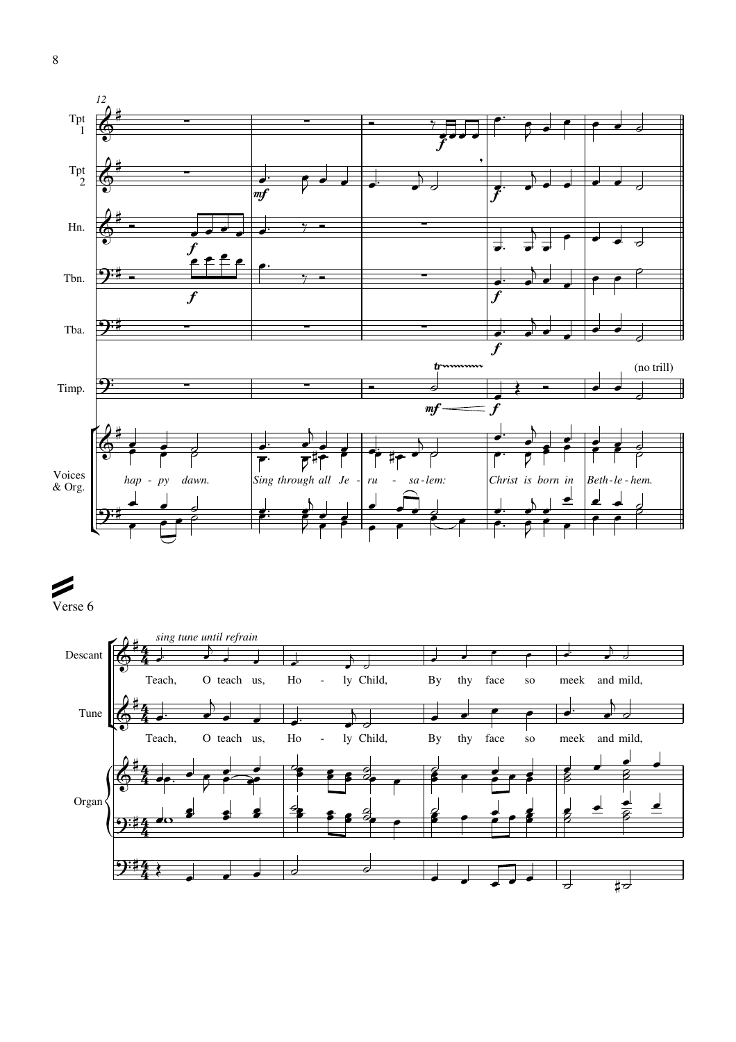12

Tpt 1

Tpt 2

Hn.

Tbn.

Tba.

Timp.

(no trill)

Voices & Org.

*hap - py dawn.* *Sing through all Je - ru - sa-lem:* *Christ is born in Beth-le-hem.*

Verse 6

*sing tune until refrain*

Descant

Teach, O teach us, Ho - ly Child, By thy face so meek and mild,

Tune

Teach, O teach us, Ho - ly Child, By thy face so meek and mild,

Organ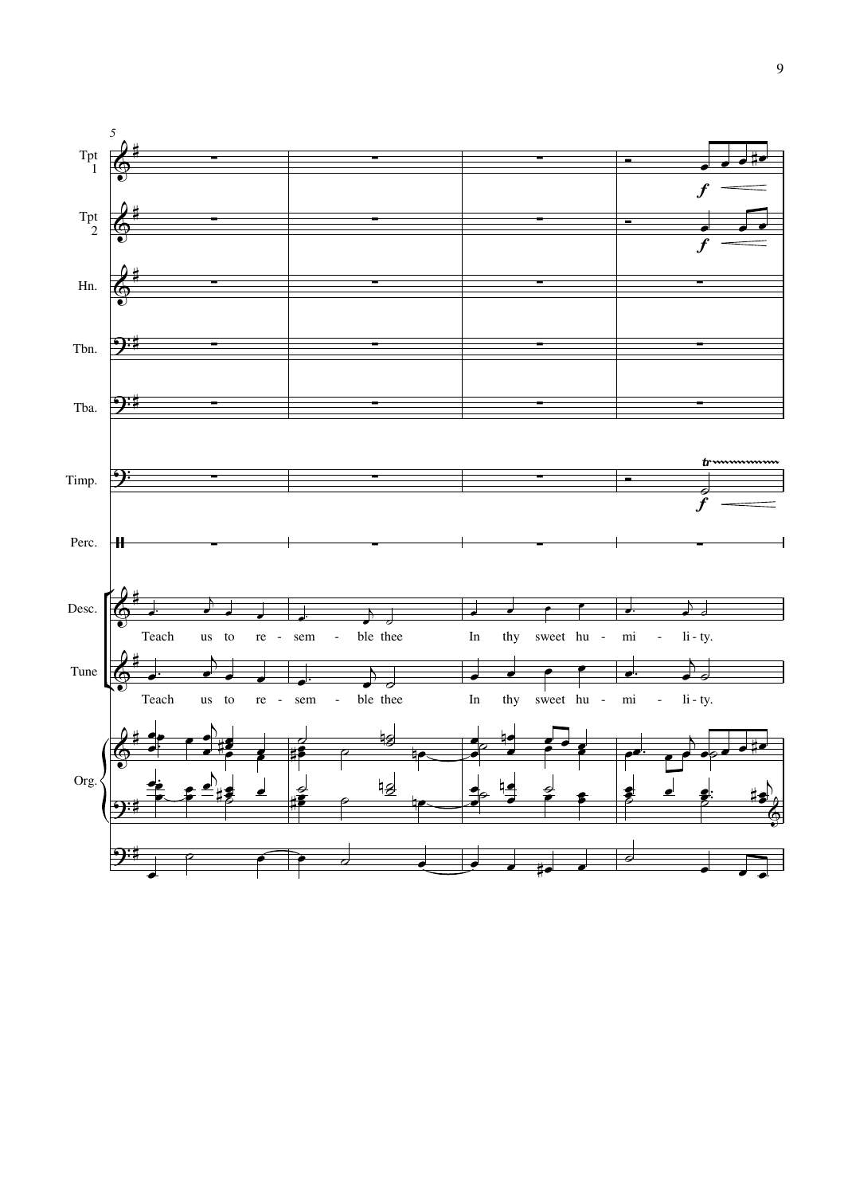Teach us to re - sem - ble thee In thy sweet hu - mi - li - ty.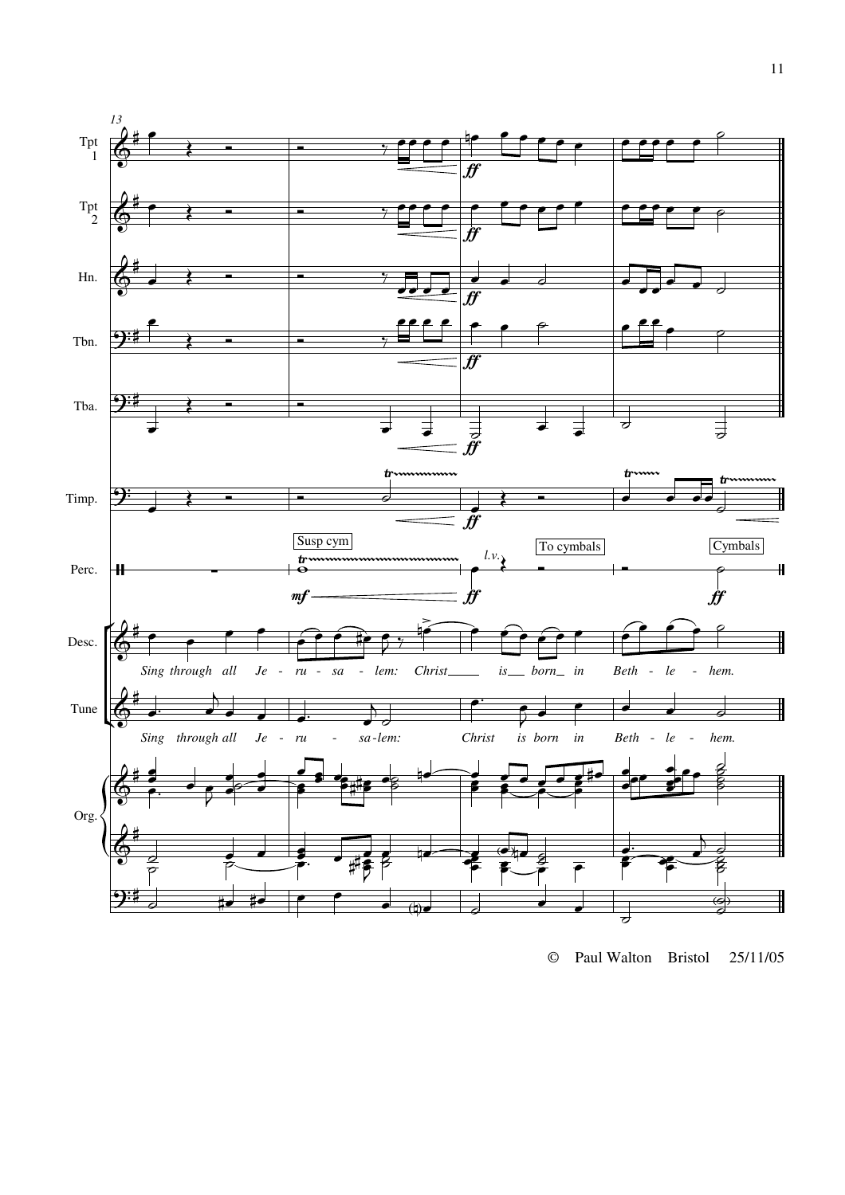© Paul Walton Bristol 25/11/05